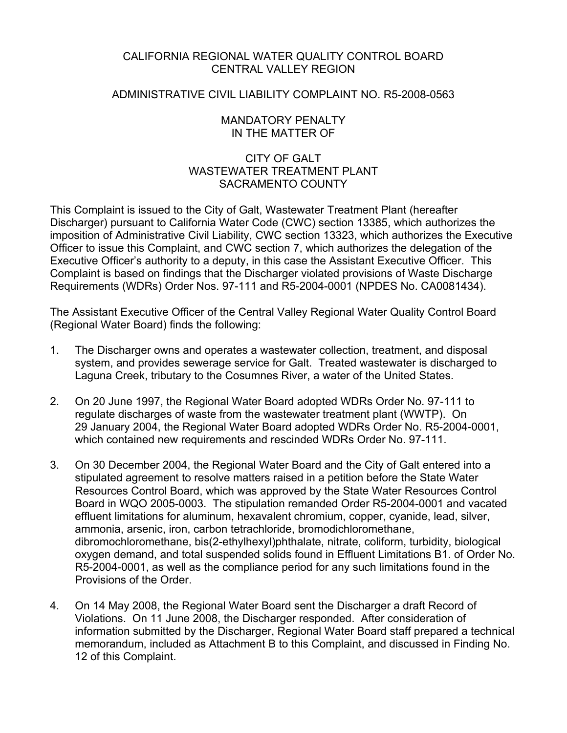CALIFORNIA REGIONAL WATER QUALITY CONTROL BOARD
CENTRAL VALLEY REGION

ADMINISTRATIVE CIVIL LIABILITY COMPLAINT NO. R5-2008-0563

MANDATORY PENALTY
IN THE MATTER OF

CITY OF GALT
WASTEWATER TREATMENT PLANT
SACRAMENTO COUNTY

This Complaint is issued to the City of Galt, Wastewater Treatment Plant (hereafter Discharger) pursuant to California Water Code (CWC) section 13385, which authorizes the imposition of Administrative Civil Liability, CWC section 13323, which authorizes the Executive Officer to issue this Complaint, and CWC section 7, which authorizes the delegation of the Executive Officer's authority to a deputy, in this case the Assistant Executive Officer. This Complaint is based on findings that the Discharger violated provisions of Waste Discharge Requirements (WDRs) Order Nos. 97-111 and R5-2004-0001 (NPDES No. CA0081434).

The Assistant Executive Officer of the Central Valley Regional Water Quality Control Board (Regional Water Board) finds the following:

1. The Discharger owns and operates a wastewater collection, treatment, and disposal system, and provides sewerage service for Galt. Treated wastewater is discharged to Laguna Creek, tributary to the Cosumnes River, a water of the United States.

2. On 20 June 1997, the Regional Water Board adopted WDRs Order No. 97-111 to regulate discharges of waste from the wastewater treatment plant (WWTP). On 29 January 2004, the Regional Water Board adopted WDRs Order No. R5-2004-0001, which contained new requirements and rescinded WDRs Order No. 97-111.

3. On 30 December 2004, the Regional Water Board and the City of Galt entered into a stipulated agreement to resolve matters raised in a petition before the State Water Resources Control Board, which was approved by the State Water Resources Control Board in WQO 2005-0003. The stipulation remanded Order R5-2004-0001 and vacated effluent limitations for aluminum, hexavalent chromium, copper, cyanide, lead, silver, ammonia, arsenic, iron, carbon tetrachloride, bromodichloromethane, dibromochloromethane, bis(2-ethylhexyl)phthalate, nitrate, coliform, turbidity, biological oxygen demand, and total suspended solids found in Effluent Limitations B1. of Order No. R5-2004-0001, as well as the compliance period for any such limitations found in the Provisions of the Order.

4. On 14 May 2008, the Regional Water Board sent the Discharger a draft Record of Violations. On 11 June 2008, the Discharger responded. After consideration of information submitted by the Discharger, Regional Water Board staff prepared a technical memorandum, included as Attachment B to this Complaint, and discussed in Finding No. 12 of this Complaint.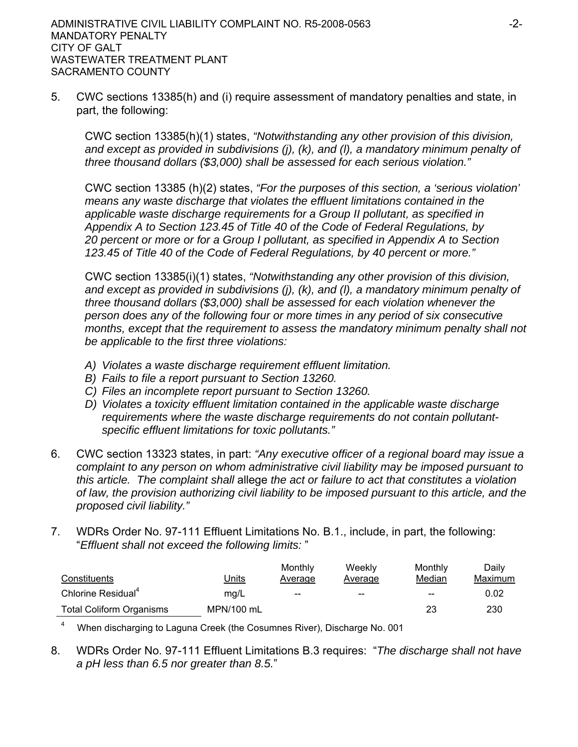5. CWC sections 13385(h) and (i) require assessment of mandatory penalties and state, in part, the following:

   CWC section 13385(h)(1) states, *"Notwithstanding any other provision of this division, and except as provided in subdivisions (j), (k), and (l), a mandatory minimum penalty of three thousand dollars ($3,000) shall be assessed for each serious violation."*

   CWC section 13385 (h)(2) states, *"For the purposes of this section, a 'serious violation' means any waste discharge that violates the effluent limitations contained in the applicable waste discharge requirements for a Group II pollutant, as specified in Appendix A to Section 123.45 of Title 40 of the Code of Federal Regulations, by 20 percent or more or for a Group I pollutant, as specified in Appendix A to Section 123.45 of Title 40 of the Code of Federal Regulations, by 40 percent or more."*

   CWC section 13385(i)(1) states, *"Notwithstanding any other provision of this division, and except as provided in subdivisions (j), (k), and (l), a mandatory minimum penalty of three thousand dollars ($3,000) shall be assessed for each violation whenever the person does any of the following four or more times in any period of six consecutive months, except that the requirement to assess the mandatory minimum penalty shall not be applicable to the first three violations:*

   *A) Violates a waste discharge requirement effluent limitation.*
   *B) Fails to file a report pursuant to Section 13260.*
   *C) Files an incomplete report pursuant to Section 13260.*
   *D) Violates a toxicity effluent limitation contained in the applicable waste discharge requirements where the waste discharge requirements do not contain pollutant-specific effluent limitations for toxic pollutants."*

6. CWC section 13323 states, in part: *"Any executive officer of a regional board may issue a complaint to any person on whom administrative civil liability may be imposed pursuant to this article. The complaint shall* allege *the act or failure to act that constitutes a violation of law, the provision authorizing civil liability to be imposed pursuant to this article, and the proposed civil liability."*

7. WDRs Order No. 97-111 Effluent Limitations No. B.1., include, in part, the following: "*Effluent shall not exceed the following limits:* "

| Constituents | Units | Monthly Average | Weekly Average | Monthly Median | Daily Maximum |
|---|---|---|---|---|---|
| Chlorine Residual[4] | mg/L | -- | -- | -- | 0.02 |
| Total Coliform Organisms | MPN/100 mL | | | 23 | 230 |

[4] When discharging to Laguna Creek (the Cosumnes River), Discharge No. 001

8. WDRs Order No. 97-111 Effluent Limitations B.3 requires: "*The discharge shall not have a pH less than 6.5 nor greater than 8.5.*"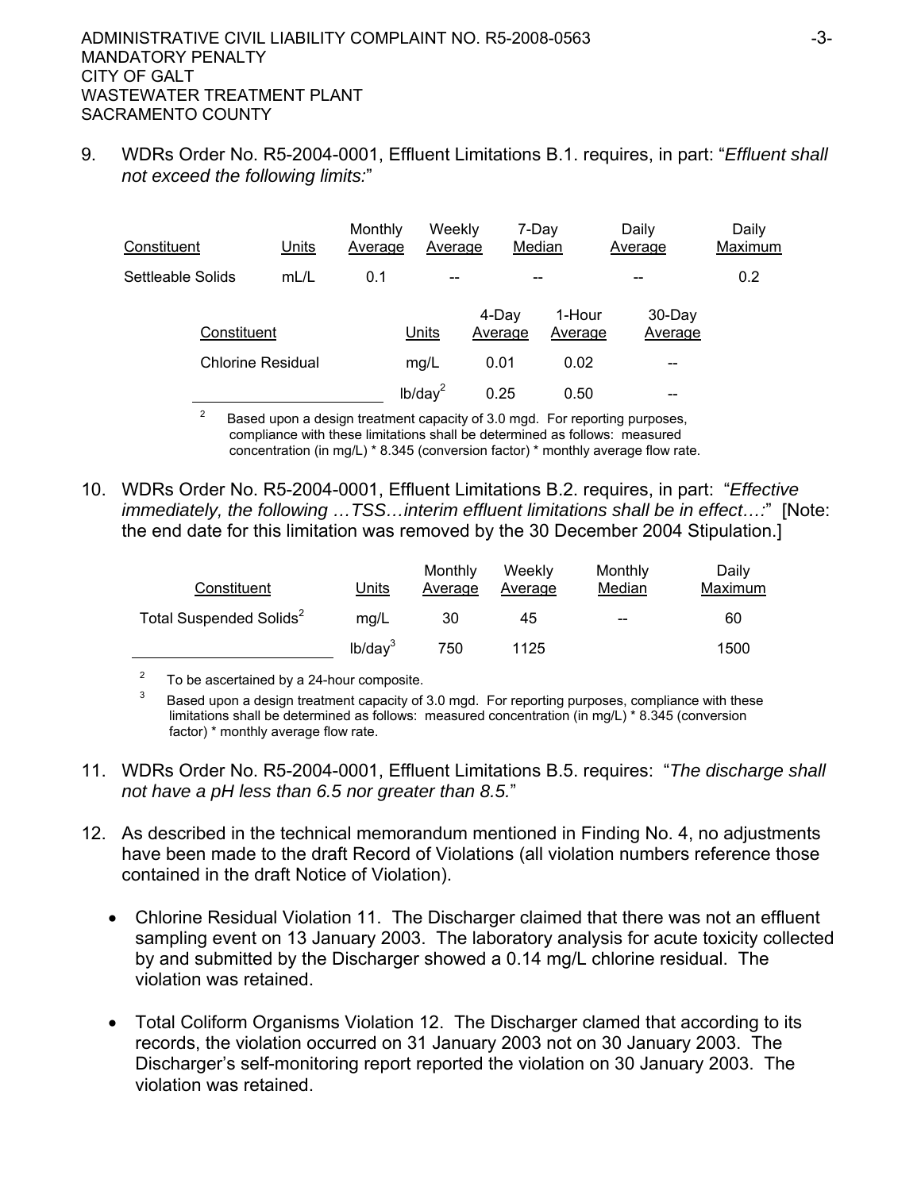9. WDRs Order No. R5-2004-0001, Effluent Limitations B.1. requires, in part: "*Effluent shall not exceed the following limits:*"

| Constituent | Units | Monthly Average | Weekly Average | 7-Day Median | Daily Average | Daily Maximum |
|---|---|---|---|---|---|---|
| Settleable Solids | mL/L | 0.1 | -- | -- | -- | 0.2 |

| Constituent | Units | 4-Day Average | 1-Hour Average | 30-Day Average |
|---|---|---|---|---|
| Chlorine Residual | mg/L | 0.01 | 0.02 | -- |
| | lb/day[2] | 0.25 | 0.50 | -- |

[2] Based upon a design treatment capacity of 3.0 mgd. For reporting purposes, compliance with these limitations shall be determined as follows: measured concentration (in mg/L) * 8.345 (conversion factor) * monthly average flow rate.

10. WDRs Order No. R5-2004-0001, Effluent Limitations B.2. requires, in part: "*Effective immediately, the following …TSS…interim effluent limitations shall be in effect…:*" [Note: the end date for this limitation was removed by the 30 December 2004 Stipulation.]

| Constituent | Units | Monthly Average | Weekly Average | Monthly Median | Daily Maximum |
|---|---|---|---|---|---|
| Total Suspended Solids[2] | mg/L | 30 | 45 | -- | 60 |
| | lb/day[3] | 750 | 1125 | | 1500 |

[2] To be ascertained by a 24-hour composite.

[3] Based upon a design treatment capacity of 3.0 mgd. For reporting purposes, compliance with these limitations shall be determined as follows: measured concentration (in mg/L) * 8.345 (conversion factor) * monthly average flow rate.

11. WDRs Order No. R5-2004-0001, Effluent Limitations B.5. requires: "*The discharge shall not have a pH less than 6.5 nor greater than 8.5.*"

12. As described in the technical memorandum mentioned in Finding No. 4, no adjustments have been made to the draft Record of Violations (all violation numbers reference those contained in the draft Notice of Violation).

- Chlorine Residual Violation 11. The Discharger claimed that there was not an effluent sampling event on 13 January 2003. The laboratory analysis for acute toxicity collected by and submitted by the Discharger showed a 0.14 mg/L chlorine residual. The violation was retained.

- Total Coliform Organisms Violation 12. The Discharger clamed that according to its records, the violation occurred on 31 January 2003 not on 30 January 2003. The Discharger's self-monitoring report reported the violation on 30 January 2003. The violation was retained.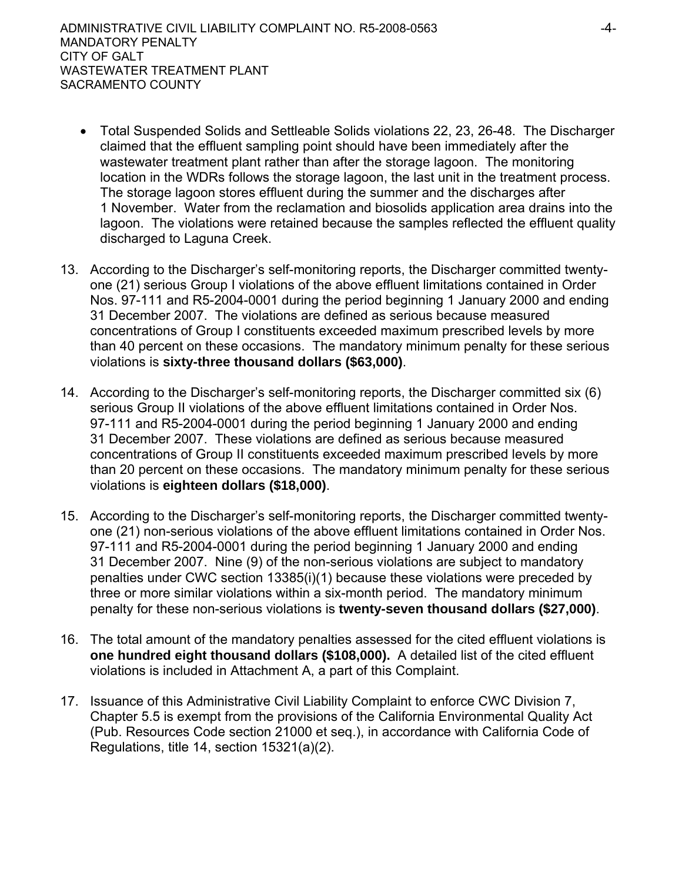- Total Suspended Solids and Settleable Solids violations 22, 23, 26-48. The Discharger claimed that the effluent sampling point should have been immediately after the wastewater treatment plant rather than after the storage lagoon. The monitoring location in the WDRs follows the storage lagoon, the last unit in the treatment process. The storage lagoon stores effluent during the summer and the discharges after 1 November. Water from the reclamation and biosolids application area drains into the lagoon. The violations were retained because the samples reflected the effluent quality discharged to Laguna Creek.

13. According to the Discharger's self-monitoring reports, the Discharger committed twenty-one (21) serious Group I violations of the above effluent limitations contained in Order Nos. 97-111 and R5-2004-0001 during the period beginning 1 January 2000 and ending 31 December 2007. The violations are defined as serious because measured concentrations of Group I constituents exceeded maximum prescribed levels by more than 40 percent on these occasions. The mandatory minimum penalty for these serious violations is **sixty-three thousand dollars ($63,000)**.

14. According to the Discharger's self-monitoring reports, the Discharger committed six (6) serious Group II violations of the above effluent limitations contained in Order Nos. 97-111 and R5-2004-0001 during the period beginning 1 January 2000 and ending 31 December 2007. These violations are defined as serious because measured concentrations of Group II constituents exceeded maximum prescribed levels by more than 20 percent on these occasions. The mandatory minimum penalty for these serious violations is **eighteen dollars ($18,000)**.

15. According to the Discharger's self-monitoring reports, the Discharger committed twenty-one (21) non-serious violations of the above effluent limitations contained in Order Nos. 97-111 and R5-2004-0001 during the period beginning 1 January 2000 and ending 31 December 2007. Nine (9) of the non-serious violations are subject to mandatory penalties under CWC section 13385(i)(1) because these violations were preceded by three or more similar violations within a six-month period. The mandatory minimum penalty for these non-serious violations is **twenty-seven thousand dollars ($27,000)**.

16. The total amount of the mandatory penalties assessed for the cited effluent violations is **one hundred eight thousand dollars ($108,000).** A detailed list of the cited effluent violations is included in Attachment A, a part of this Complaint.

17. Issuance of this Administrative Civil Liability Complaint to enforce CWC Division 7, Chapter 5.5 is exempt from the provisions of the California Environmental Quality Act (Pub. Resources Code section 21000 et seq.), in accordance with California Code of Regulations, title 14, section 15321(a)(2).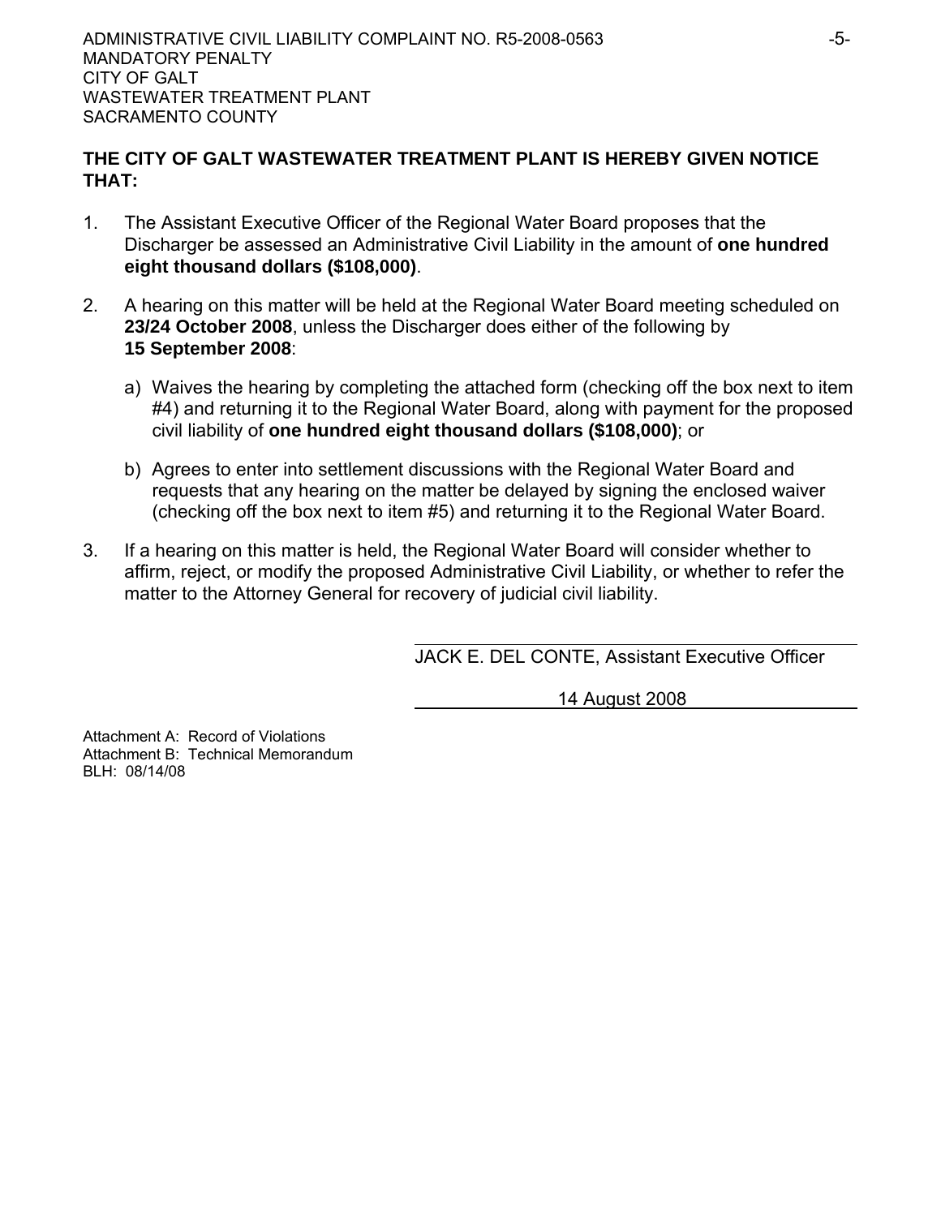**THE CITY OF GALT WASTEWATER TREATMENT PLANT IS HEREBY GIVEN NOTICE THAT:**

1. The Assistant Executive Officer of the Regional Water Board proposes that the Discharger be assessed an Administrative Civil Liability in the amount of **one hundred eight thousand dollars ($108,000)**.

2. A hearing on this matter will be held at the Regional Water Board meeting scheduled on **23/24 October 2008**, unless the Discharger does either of the following by **15 September 2008**:

   a) Waives the hearing by completing the attached form (checking off the box next to item #4) and returning it to the Regional Water Board, along with payment for the proposed civil liability of **one hundred eight thousand dollars ($108,000)**; or

   b) Agrees to enter into settlement discussions with the Regional Water Board and requests that any hearing on the matter be delayed by signing the enclosed waiver (checking off the box next to item #5) and returning it to the Regional Water Board.

3. If a hearing on this matter is held, the Regional Water Board will consider whether to affirm, reject, or modify the proposed Administrative Civil Liability, or whether to refer the matter to the Attorney General for recovery of judicial civil liability.

JACK E. DEL CONTE, Assistant Executive Officer

14 August 2008

Attachment A: Record of Violations
Attachment B: Technical Memorandum
BLH: 08/14/08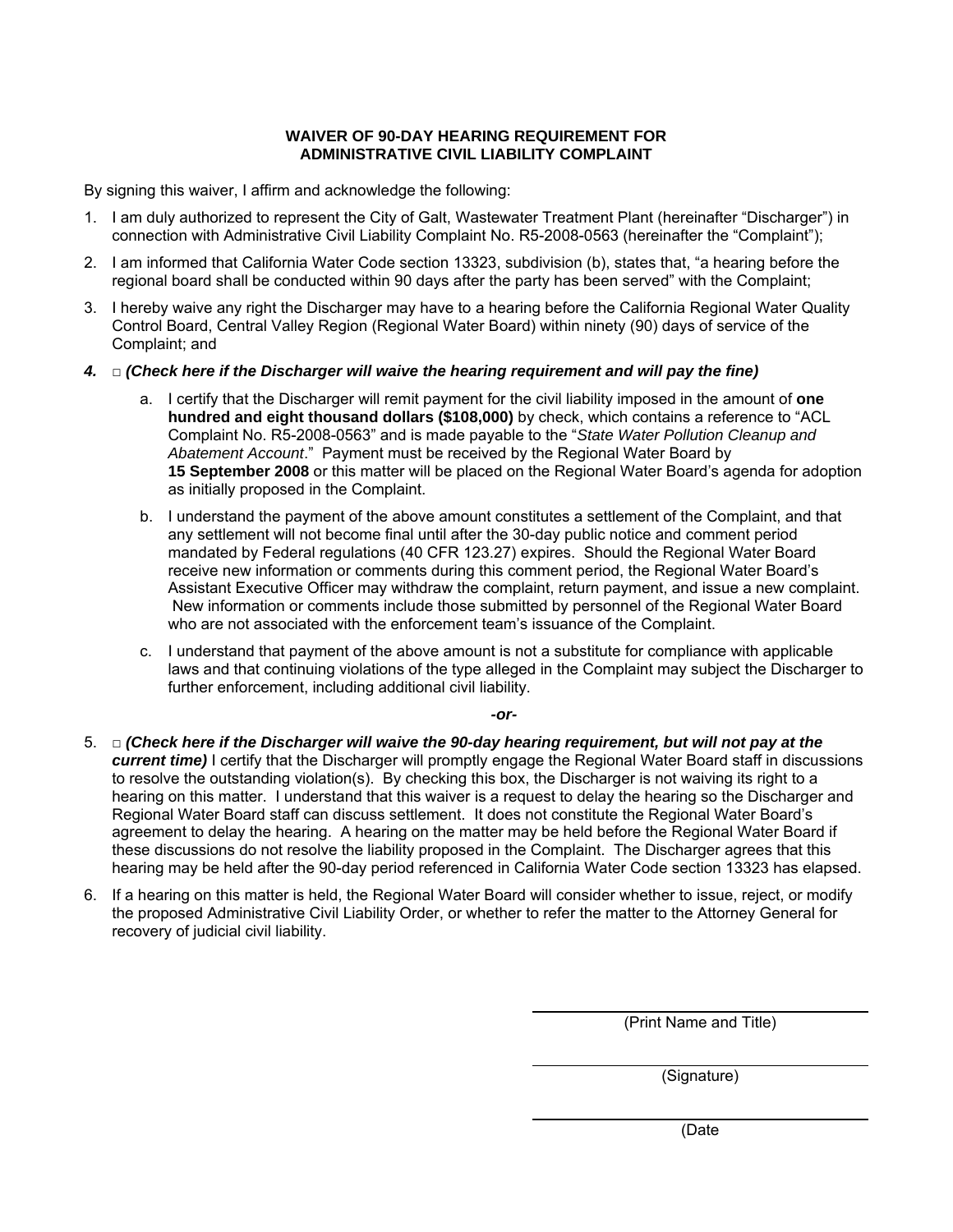**WAIVER OF 90-DAY HEARING REQUIREMENT FOR ADMINISTRATIVE CIVIL LIABILITY COMPLAINT**

By signing this waiver, I affirm and acknowledge the following:

1. I am duly authorized to represent the City of Galt, Wastewater Treatment Plant (hereinafter "Discharger") in connection with Administrative Civil Liability Complaint No. R5-2008-0563 (hereinafter the "Complaint");

2. I am informed that California Water Code section 13323, subdivision (b), states that, "a hearing before the regional board shall be conducted within 90 days after the party has been served" with the Complaint;

3. I hereby waive any right the Discharger may have to a hearing before the California Regional Water Quality Control Board, Central Valley Region (Regional Water Board) within ninety (90) days of service of the Complaint; and

4. □ ***(Check here if the Discharger will waive the hearing requirement and will pay the fine)***

   a. I certify that the Discharger will remit payment for the civil liability imposed in the amount of **one hundred and eight thousand dollars ($108,000)** by check, which contains a reference to "ACL Complaint No. R5-2008-0563" and is made payable to the "*State Water Pollution Cleanup and Abatement Account*." Payment must be received by the Regional Water Board by **15 September 2008** or this matter will be placed on the Regional Water Board's agenda for adoption as initially proposed in the Complaint.

   b. I understand the payment of the above amount constitutes a settlement of the Complaint, and that any settlement will not become final until after the 30-day public notice and comment period mandated by Federal regulations (40 CFR 123.27) expires. Should the Regional Water Board receive new information or comments during this comment period, the Regional Water Board's Assistant Executive Officer may withdraw the complaint, return payment, and issue a new complaint. New information or comments include those submitted by personnel of the Regional Water Board who are not associated with the enforcement team's issuance of the Complaint.

   c. I understand that payment of the above amount is not a substitute for compliance with applicable laws and that continuing violations of the type alleged in the Complaint may subject the Discharger to further enforcement, including additional civil liability.

***-or-***

5. □ ***(Check here if the Discharger will waive the 90-day hearing requirement, but will not pay at the current time)*** I certify that the Discharger will promptly engage the Regional Water Board staff in discussions to resolve the outstanding violation(s). By checking this box, the Discharger is not waiving its right to a hearing on this matter. I understand that this waiver is a request to delay the hearing so the Discharger and Regional Water Board staff can discuss settlement. It does not constitute the Regional Water Board's agreement to delay the hearing. A hearing on the matter may be held before the Regional Water Board if these discussions do not resolve the liability proposed in the Complaint. The Discharger agrees that this hearing may be held after the 90-day period referenced in California Water Code section 13323 has elapsed.

6. If a hearing on this matter is held, the Regional Water Board will consider whether to issue, reject, or modify the proposed Administrative Civil Liability Order, or whether to refer the matter to the Attorney General for recovery of judicial civil liability.

\_\_\_\_\_\_\_\_\_\_\_\_\_\_\_\_\_\_\_\_\_\_\_\_\_\_\_\_\_\_\_\_\_\_\_\_
(Print Name and Title)

\_\_\_\_\_\_\_\_\_\_\_\_\_\_\_\_\_\_\_\_\_\_\_\_\_\_\_\_\_\_\_\_\_\_\_\_
(Signature)

\_\_\_\_\_\_\_\_\_\_\_\_\_\_\_\_\_\_\_\_\_\_\_\_\_\_\_\_\_\_\_\_\_\_\_\_
(Date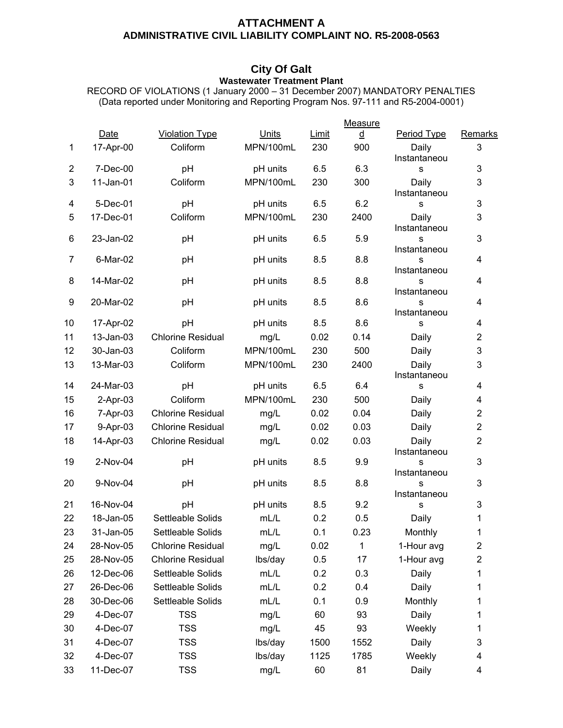# ATTACHMENT A
## ADMINISTRATIVE CIVIL LIABILITY COMPLAINT NO. R5-2008-0563

### City Of Galt
**Wastewater Treatment Plant**

RECORD OF VIOLATIONS (1 January 2000 – 31 December 2007) MANDATORY PENALTIES
(Data reported under Monitoring and Reporting Program Nos. 97-111 and R5-2004-0001)

| | Date | Violation Type | Units | Limit | Measured | Period Type | Remarks |
|---|---|---|---|---|---|---|---|
| 1 | 17-Apr-00 | Coliform | MPN/100mL | 230 | 900 | Daily | 3 |
| 2 | 7-Dec-00 | pH | pH units | 6.5 | 6.3 | Instantaneous | 3 |
| 3 | 11-Jan-01 | Coliform | MPN/100mL | 230 | 300 | Daily | 3 |
| 4 | 5-Dec-01 | pH | pH units | 6.5 | 6.2 | Instantaneous | 3 |
| 5 | 17-Dec-01 | Coliform | MPN/100mL | 230 | 2400 | Daily | 3 |
| 6 | 23-Jan-02 | pH | pH units | 6.5 | 5.9 | Instantaneous | 3 |
| 7 | 6-Mar-02 | pH | pH units | 8.5 | 8.8 | Instantaneous | 4 |
| 8 | 14-Mar-02 | pH | pH units | 8.5 | 8.8 | Instantaneous | 4 |
| 9 | 20-Mar-02 | pH | pH units | 8.5 | 8.6 | Instantaneous | 4 |
| 10 | 17-Apr-02 | pH | pH units | 8.5 | 8.6 | Instantaneous | 4 |
| 11 | 13-Jan-03 | Chlorine Residual | mg/L | 0.02 | 0.14 | Daily | 2 |
| 12 | 30-Jan-03 | Coliform | MPN/100mL | 230 | 500 | Daily | 3 |
| 13 | 13-Mar-03 | Coliform | MPN/100mL | 230 | 2400 | Daily | 3 |
| 14 | 24-Mar-03 | pH | pH units | 6.5 | 6.4 | Instantaneous | 4 |
| 15 | 2-Apr-03 | Coliform | MPN/100mL | 230 | 500 | Daily | 4 |
| 16 | 7-Apr-03 | Chlorine Residual | mg/L | 0.02 | 0.04 | Daily | 2 |
| 17 | 9-Apr-03 | Chlorine Residual | mg/L | 0.02 | 0.03 | Daily | 2 |
| 18 | 14-Apr-03 | Chlorine Residual | mg/L | 0.02 | 0.03 | Daily | 2 |
| 19 | 2-Nov-04 | pH | pH units | 8.5 | 9.9 | Instantaneous | 3 |
| 20 | 9-Nov-04 | pH | pH units | 8.5 | 8.8 | Instantaneous | 3 |
| 21 | 16-Nov-04 | pH | pH units | 8.5 | 9.2 | Instantaneous | 3 |
| 22 | 18-Jan-05 | Settleable Solids | mL/L | 0.2 | 0.5 | Daily | 1 |
| 23 | 31-Jan-05 | Settleable Solids | mL/L | 0.1 | 0.23 | Monthly | 1 |
| 24 | 28-Nov-05 | Chlorine Residual | mg/L | 0.02 | 1 | 1-Hour avg | 2 |
| 25 | 28-Nov-05 | Chlorine Residual | lbs/day | 0.5 | 17 | 1-Hour avg | 2 |
| 26 | 12-Dec-06 | Settleable Solids | mL/L | 0.2 | 0.3 | Daily | 1 |
| 27 | 26-Dec-06 | Settleable Solids | mL/L | 0.2 | 0.4 | Daily | 1 |
| 28 | 30-Dec-06 | Settleable Solids | mL/L | 0.1 | 0.9 | Monthly | 1 |
| 29 | 4-Dec-07 | TSS | mg/L | 60 | 93 | Daily | 1 |
| 30 | 4-Dec-07 | TSS | mg/L | 45 | 93 | Weekly | 1 |
| 31 | 4-Dec-07 | TSS | lbs/day | 1500 | 1552 | Daily | 3 |
| 32 | 4-Dec-07 | TSS | lbs/day | 1125 | 1785 | Weekly | 4 |
| 33 | 11-Dec-07 | TSS | mg/L | 60 | 81 | Daily | 4 |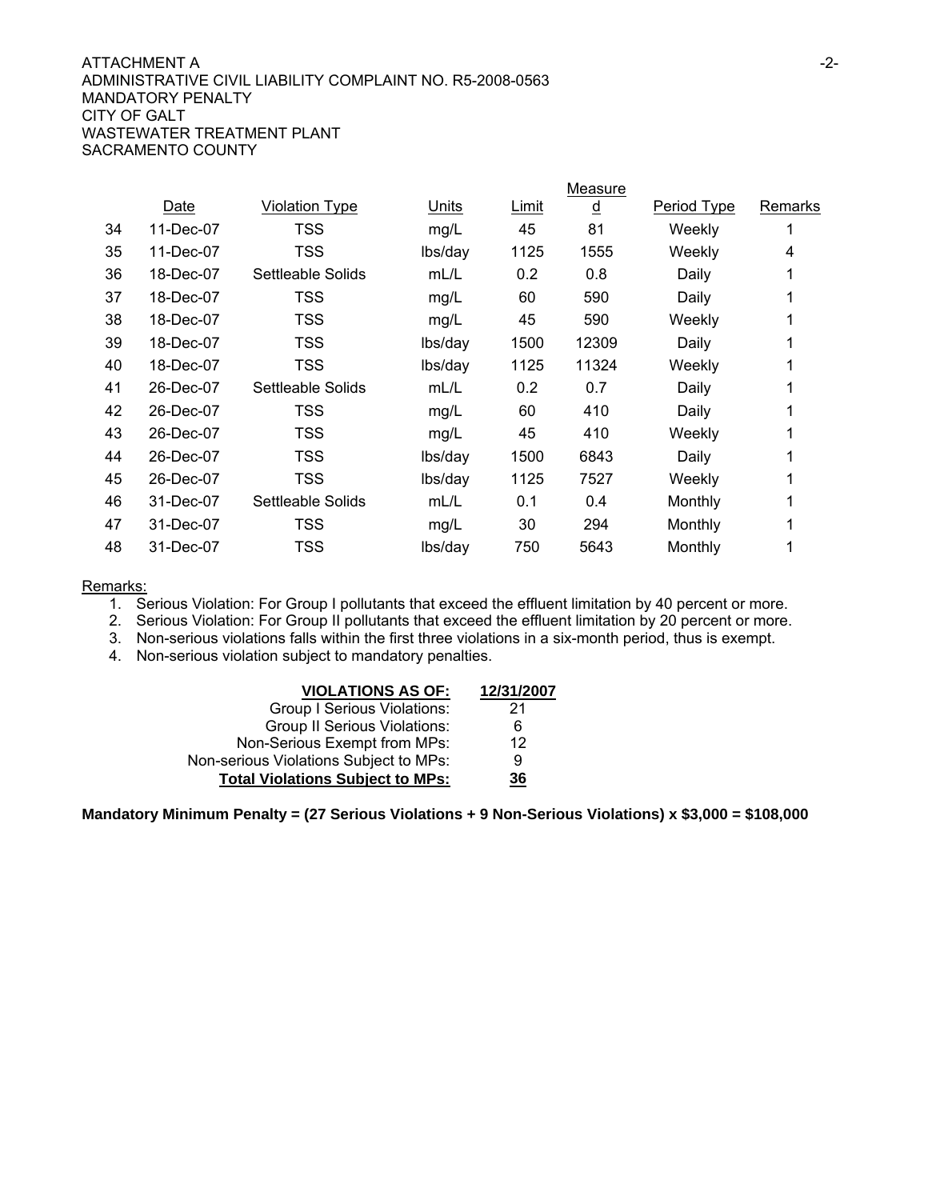ATTACHMENT A

ADMINISTRATIVE CIVIL LIABILITY COMPLAINT NO. R5-2008-0563
MANDATORY PENALTY
CITY OF GALT
WASTEWATER TREATMENT PLANT
SACRAMENTO COUNTY

| | Date | Violation Type | Units | Limit | Measured | Period Type | Remarks |
|---|---|---|---|---|---|---|---|
| 34 | 11-Dec-07 | TSS | mg/L | 45 | 81 | Weekly | 1 |
| 35 | 11-Dec-07 | TSS | lbs/day | 1125 | 1555 | Weekly | 4 |
| 36 | 18-Dec-07 | Settleable Solids | mL/L | 0.2 | 0.8 | Daily | 1 |
| 37 | 18-Dec-07 | TSS | mg/L | 60 | 590 | Daily | 1 |
| 38 | 18-Dec-07 | TSS | mg/L | 45 | 590 | Weekly | 1 |
| 39 | 18-Dec-07 | TSS | lbs/day | 1500 | 12309 | Daily | 1 |
| 40 | 18-Dec-07 | TSS | lbs/day | 1125 | 11324 | Weekly | 1 |
| 41 | 26-Dec-07 | Settleable Solids | mL/L | 0.2 | 0.7 | Daily | 1 |
| 42 | 26-Dec-07 | TSS | mg/L | 60 | 410 | Daily | 1 |
| 43 | 26-Dec-07 | TSS | mg/L | 45 | 410 | Weekly | 1 |
| 44 | 26-Dec-07 | TSS | lbs/day | 1500 | 6843 | Daily | 1 |
| 45 | 26-Dec-07 | TSS | lbs/day | 1125 | 7527 | Weekly | 1 |
| 46 | 31-Dec-07 | Settleable Solids | mL/L | 0.1 | 0.4 | Monthly | 1 |
| 47 | 31-Dec-07 | TSS | mg/L | 30 | 294 | Monthly | 1 |
| 48 | 31-Dec-07 | TSS | lbs/day | 750 | 5643 | Monthly | 1 |

Remarks:

1. Serious Violation: For Group I pollutants that exceed the effluent limitation by 40 percent or more.
2. Serious Violation: For Group II pollutants that exceed the effluent limitation by 20 percent or more.
3. Non-serious violations falls within the first three violations in a six-month period, thus is exempt.
4. Non-serious violation subject to mandatory penalties.

| **VIOLATIONS AS OF:** | **12/31/2007** |
|---|---|
| Group I Serious Violations: | 21 |
| Group II Serious Violations: | 6 |
| Non-Serious Exempt from MPs: | 12 |
| Non-serious Violations Subject to MPs: | 9 |
| **Total Violations Subject to MPs:** | **36** |

**Mandatory Minimum Penalty = (27 Serious Violations + 9 Non-Serious Violations) x $3,000 = $108,000**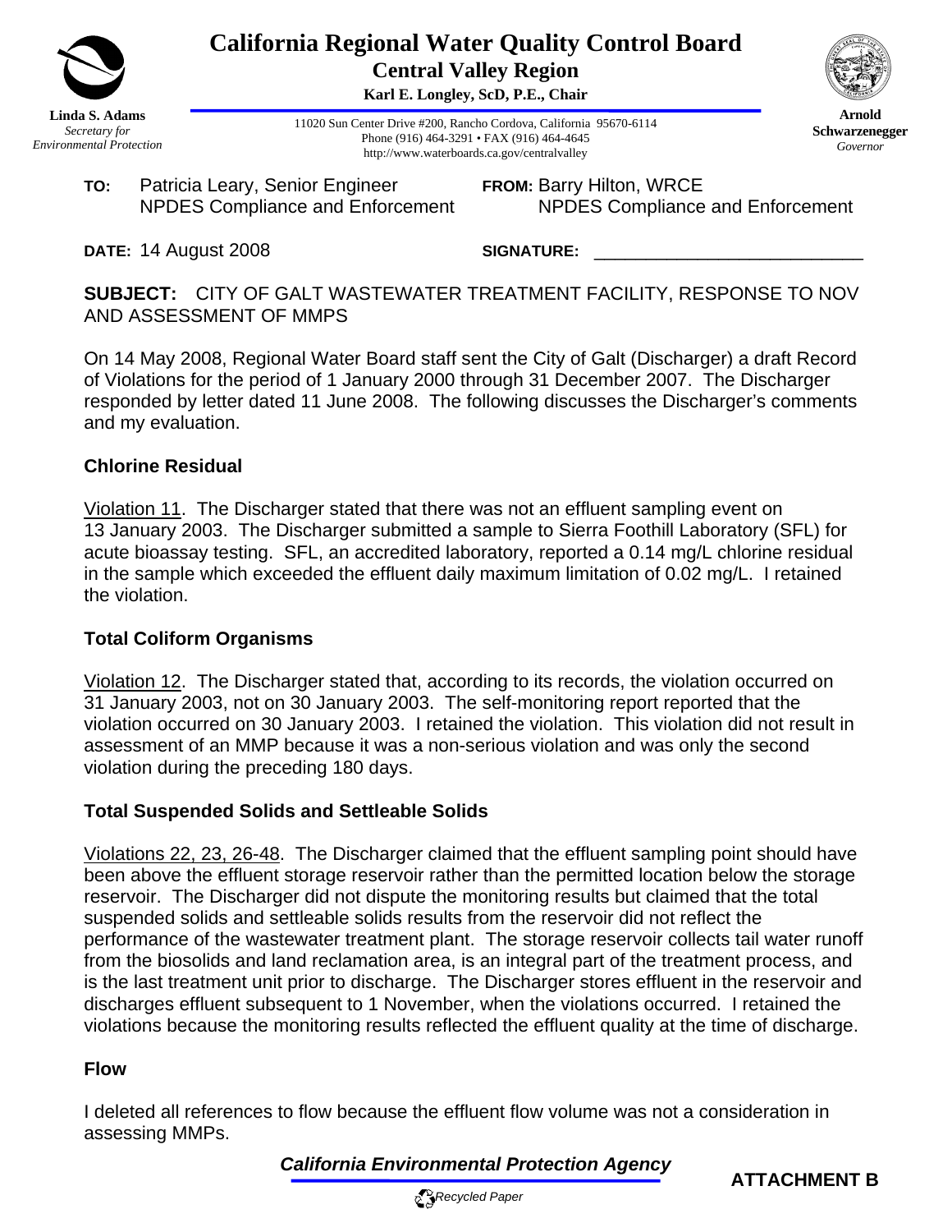# California Regional Water Quality Control Board
## Central Valley Region

**Karl E. Longley, ScD, P.E., Chair**

**Linda S. Adams**
*Secretary for Environmental Protection*

11020 Sun Center Drive #200, Rancho Cordova, California 95670-6114
Phone (916) 464-3291 • FAX (916) 464-4645
http://www.waterboards.ca.gov/centralvalley

**Arnold Schwarzenegger**
*Governor*

**TO:** Patricia Leary, Senior Engineer
NPDES Compliance and Enforcement

**FROM:** Barry Hilton, WRCE
NPDES Compliance and Enforcement

**DATE:** 14 August 2008

**SIGNATURE:** ____________________________

**SUBJECT:** CITY OF GALT WASTEWATER TREATMENT FACILITY, RESPONSE TO NOV AND ASSESSMENT OF MMPS

On 14 May 2008, Regional Water Board staff sent the City of Galt (Discharger) a draft Record of Violations for the period of 1 January 2000 through 31 December 2007. The Discharger responded by letter dated 11 June 2008. The following discusses the Discharger's comments and my evaluation.

**Chlorine Residual**

Violation 11. The Discharger stated that there was not an effluent sampling event on 13 January 2003. The Discharger submitted a sample to Sierra Foothill Laboratory (SFL) for acute bioassay testing. SFL, an accredited laboratory, reported a 0.14 mg/L chlorine residual in the sample which exceeded the effluent daily maximum limitation of 0.02 mg/L. I retained the violation.

**Total Coliform Organisms**

Violation 12. The Discharger stated that, according to its records, the violation occurred on 31 January 2003, not on 30 January 2003. The self-monitoring report reported that the violation occurred on 30 January 2003. I retained the violation. This violation did not result in assessment of an MMP because it was a non-serious violation and was only the second violation during the preceding 180 days.

**Total Suspended Solids and Settleable Solids**

Violations 22, 23, 26-48. The Discharger claimed that the effluent sampling point should have been above the effluent storage reservoir rather than the permitted location below the storage reservoir. The Discharger did not dispute the monitoring results but claimed that the total suspended solids and settleable solids results from the reservoir did not reflect the performance of the wastewater treatment plant. The storage reservoir collects tail water runoff from the biosolids and land reclamation area, is an integral part of the treatment process, and is the last treatment unit prior to discharge. The Discharger stores effluent in the reservoir and discharges effluent subsequent to 1 November, when the violations occurred. I retained the violations because the monitoring results reflected the effluent quality at the time of discharge.

**Flow**

I deleted all references to flow because the effluent flow volume was not a consideration in assessing MMPs.

***California Environmental Protection Agency***

**ATTACHMENT B**

*Recycled Paper*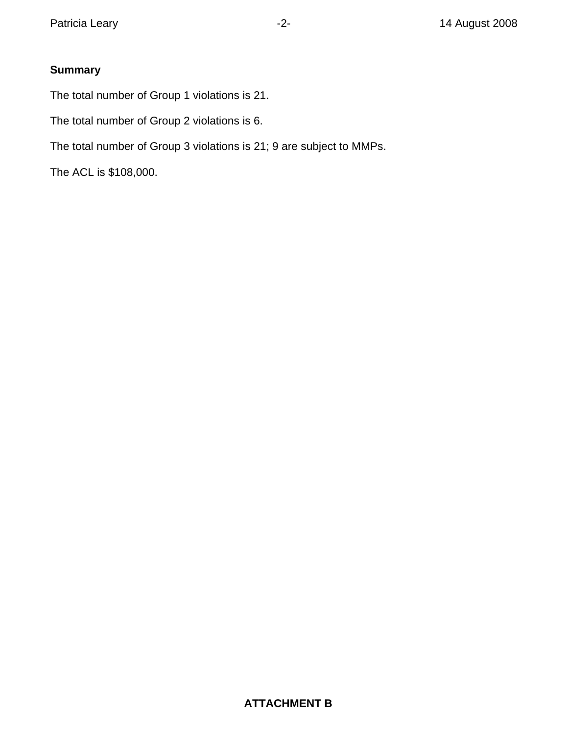**Summary**

The total number of Group 1 violations is 21.

The total number of Group 2 violations is 6.

The total number of Group 3 violations is 21; 9 are subject to MMPs.

The ACL is $108,000.

**ATTACHMENT B**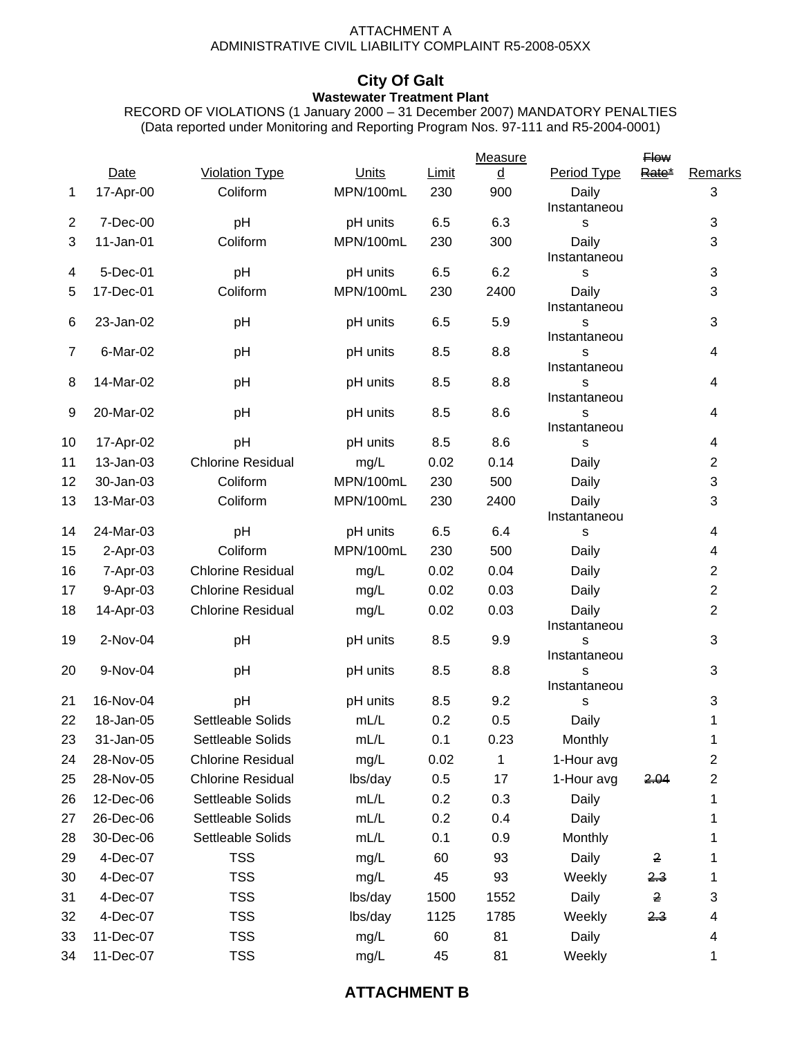ATTACHMENT A
ADMINISTRATIVE CIVIL LIABILITY COMPLAINT R5-2008-05XX

# City Of Galt

### Wastewater Treatment Plant

RECORD OF VIOLATIONS (1 January 2000 – 31 December 2007) MANDATORY PENALTIES
(Data reported under Monitoring and Reporting Program Nos. 97-111 and R5-2004-0001)

| | Date | Violation Type | Units | Limit | Measured | Period Type | ~~Flow Rate*~~ | Remarks |
|---|---|---|---|---|---|---|---|---|
| 1 | 17-Apr-00 | Coliform | MPN/100mL | 230 | 900 | Daily | | 3 |
| 2 | 7-Dec-00 | pH | pH units | 6.5 | 6.3 | Instantaneous | | 3 |
| 3 | 11-Jan-01 | Coliform | MPN/100mL | 230 | 300 | Daily | | 3 |
| 4 | 5-Dec-01 | pH | pH units | 6.5 | 6.2 | Instantaneous | | 3 |
| 5 | 17-Dec-01 | Coliform | MPN/100mL | 230 | 2400 | Daily | | 3 |
| 6 | 23-Jan-02 | pH | pH units | 6.5 | 5.9 | Instantaneous | | 3 |
| 7 | 6-Mar-02 | pH | pH units | 8.5 | 8.8 | Instantaneous | | 4 |
| 8 | 14-Mar-02 | pH | pH units | 8.5 | 8.8 | Instantaneous | | 4 |
| 9 | 20-Mar-02 | pH | pH units | 8.5 | 8.6 | Instantaneous | | 4 |
| 10 | 17-Apr-02 | pH | pH units | 8.5 | 8.6 | Instantaneous | | 4 |
| 11 | 13-Jan-03 | Chlorine Residual | mg/L | 0.02 | 0.14 | Daily | | 2 |
| 12 | 30-Jan-03 | Coliform | MPN/100mL | 230 | 500 | Daily | | 3 |
| 13 | 13-Mar-03 | Coliform | MPN/100mL | 230 | 2400 | Daily | | 3 |
| 14 | 24-Mar-03 | pH | pH units | 6.5 | 6.4 | Instantaneous | | 4 |
| 15 | 2-Apr-03 | Coliform | MPN/100mL | 230 | 500 | Daily | | 4 |
| 16 | 7-Apr-03 | Chlorine Residual | mg/L | 0.02 | 0.04 | Daily | | 2 |
| 17 | 9-Apr-03 | Chlorine Residual | mg/L | 0.02 | 0.03 | Daily | | 2 |
| 18 | 14-Apr-03 | Chlorine Residual | mg/L | 0.02 | 0.03 | Daily | | 2 |
| 19 | 2-Nov-04 | pH | pH units | 8.5 | 9.9 | Instantaneous | | 3 |
| 20 | 9-Nov-04 | pH | pH units | 8.5 | 8.8 | Instantaneous | | 3 |
| 21 | 16-Nov-04 | pH | pH units | 8.5 | 9.2 | Instantaneous | | 3 |
| 22 | 18-Jan-05 | Settleable Solids | mL/L | 0.2 | 0.5 | Daily | | 1 |
| 23 | 31-Jan-05 | Settleable Solids | mL/L | 0.1 | 0.23 | Monthly | | 1 |
| 24 | 28-Nov-05 | Chlorine Residual | mg/L | 0.02 | 1 | 1-Hour avg | | 2 |
| 25 | 28-Nov-05 | Chlorine Residual | lbs/day | 0.5 | 17 | 1-Hour avg | ~~2.04~~ | 2 |
| 26 | 12-Dec-06 | Settleable Solids | mL/L | 0.2 | 0.3 | Daily | | 1 |
| 27 | 26-Dec-06 | Settleable Solids | mL/L | 0.2 | 0.4 | Daily | | 1 |
| 28 | 30-Dec-06 | Settleable Solids | mL/L | 0.1 | 0.9 | Monthly | | 1 |
| 29 | 4-Dec-07 | TSS | mg/L | 60 | 93 | Daily | ~~2~~ | 1 |
| 30 | 4-Dec-07 | TSS | mg/L | 45 | 93 | Weekly | ~~2.3~~ | 1 |
| 31 | 4-Dec-07 | TSS | lbs/day | 1500 | 1552 | Daily | ~~2~~ | 3 |
| 32 | 4-Dec-07 | TSS | lbs/day | 1125 | 1785 | Weekly | ~~2.3~~ | 4 |
| 33 | 11-Dec-07 | TSS | mg/L | 60 | 81 | Daily | | 4 |
| 34 | 11-Dec-07 | TSS | mg/L | 45 | 81 | Weekly | | 1 |

## ATTACHMENT B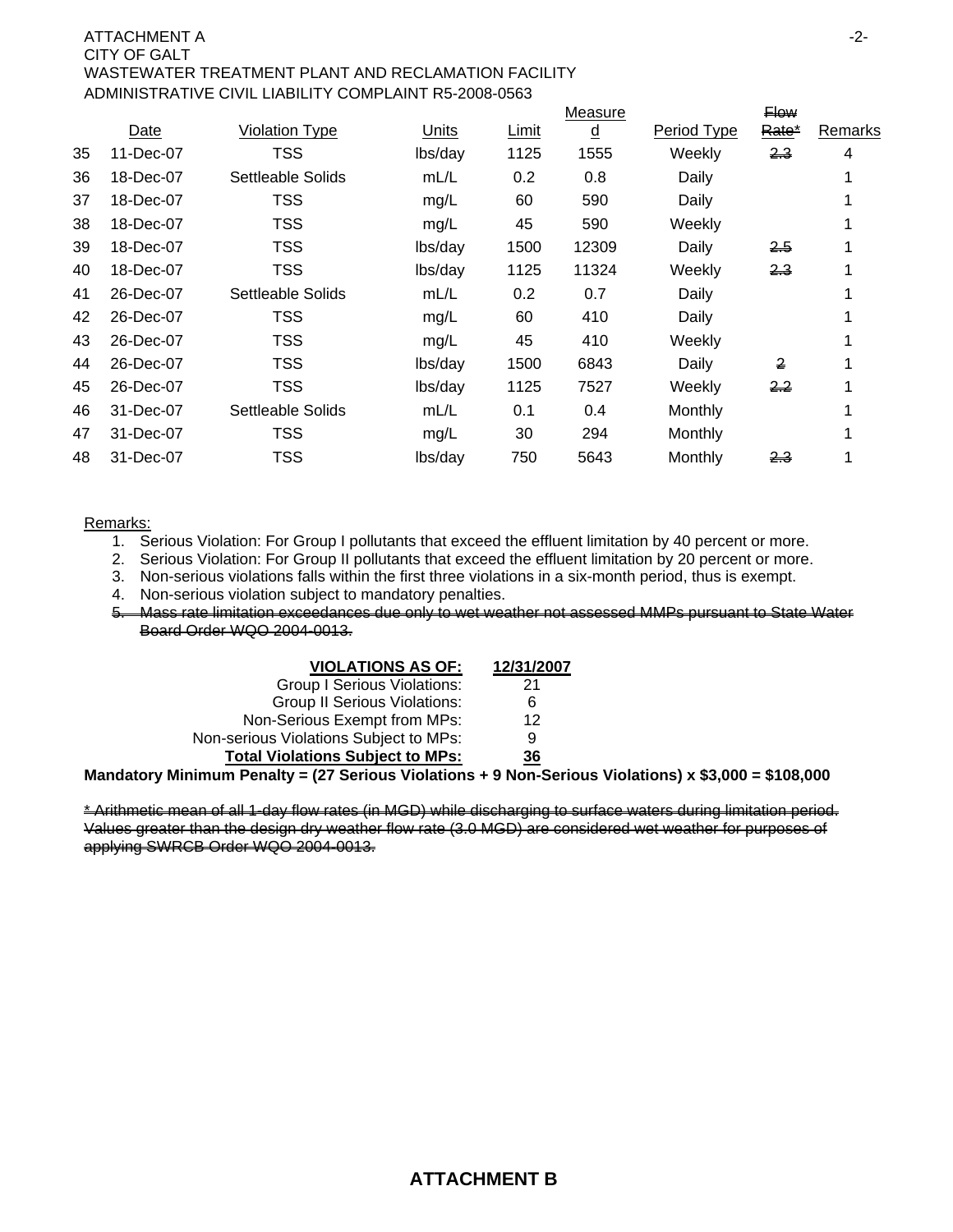ATTACHMENT A

CITY OF GALT

WASTEWATER TREATMENT PLANT AND RECLAMATION FACILITY

ADMINISTRATIVE CIVIL LIABILITY COMPLAINT R5-2008-0563

| | Date | Violation Type | Units | Limit | Measured | Period Type | ~~Flow Rate*~~ | Remarks |
|---|---|---|---|---|---|---|---|---|
| 35 | 11-Dec-07 | TSS | lbs/day | 1125 | 1555 | Weekly | ~~2.3~~ | 4 |
| 36 | 18-Dec-07 | Settleable Solids | mL/L | 0.2 | 0.8 | Daily | | 1 |
| 37 | 18-Dec-07 | TSS | mg/L | 60 | 590 | Daily | | 1 |
| 38 | 18-Dec-07 | TSS | mg/L | 45 | 590 | Weekly | | 1 |
| 39 | 18-Dec-07 | TSS | lbs/day | 1500 | 12309 | Daily | ~~2.5~~ | 1 |
| 40 | 18-Dec-07 | TSS | lbs/day | 1125 | 11324 | Weekly | ~~2.3~~ | 1 |
| 41 | 26-Dec-07 | Settleable Solids | mL/L | 0.2 | 0.7 | Daily | | 1 |
| 42 | 26-Dec-07 | TSS | mg/L | 60 | 410 | Daily | | 1 |
| 43 | 26-Dec-07 | TSS | mg/L | 45 | 410 | Weekly | | 1 |
| 44 | 26-Dec-07 | TSS | lbs/day | 1500 | 6843 | Daily | ~~2~~ | 1 |
| 45 | 26-Dec-07 | TSS | lbs/day | 1125 | 7527 | Weekly | ~~2.2~~ | 1 |
| 46 | 31-Dec-07 | Settleable Solids | mL/L | 0.1 | 0.4 | Monthly | | 1 |
| 47 | 31-Dec-07 | TSS | mg/L | 30 | 294 | Monthly | | 1 |
| 48 | 31-Dec-07 | TSS | lbs/day | 750 | 5643 | Monthly | ~~2.3~~ | 1 |

Remarks:

1. Serious Violation: For Group I pollutants that exceed the effluent limitation by 40 percent or more.
2. Serious Violation: For Group II pollutants that exceed the effluent limitation by 20 percent or more.
3. Non-serious violations falls within the first three violations in a six-month period, thus is exempt.
4. Non-serious violation subject to mandatory penalties.
5. ~~Mass rate limitation exceedances due only to wet weather not assessed MMPs pursuant to State Water Board Order WQO 2004-0013.~~

| **VIOLATIONS AS OF:** | **12/31/2007** |
|---|---|
| Group I Serious Violations: | 21 |
| Group II Serious Violations: | 6 |
| Non-Serious Exempt from MPs: | 12 |
| Non-serious Violations Subject to MPs: | 9 |
| **Total Violations Subject to MPs:** | **36** |

**Mandatory Minimum Penalty = (27 Serious Violations + 9 Non-Serious Violations) x $3,000 = $108,000**

~~* Arithmetic mean of all 1-day flow rates (in MGD) while discharging to surface waters during limitation period. Values greater than the design dry weather flow rate (3.0 MGD) are considered wet weather for purposes of applying SWRCB Order WQO 2004-0013.~~

## ATTACHMENT B